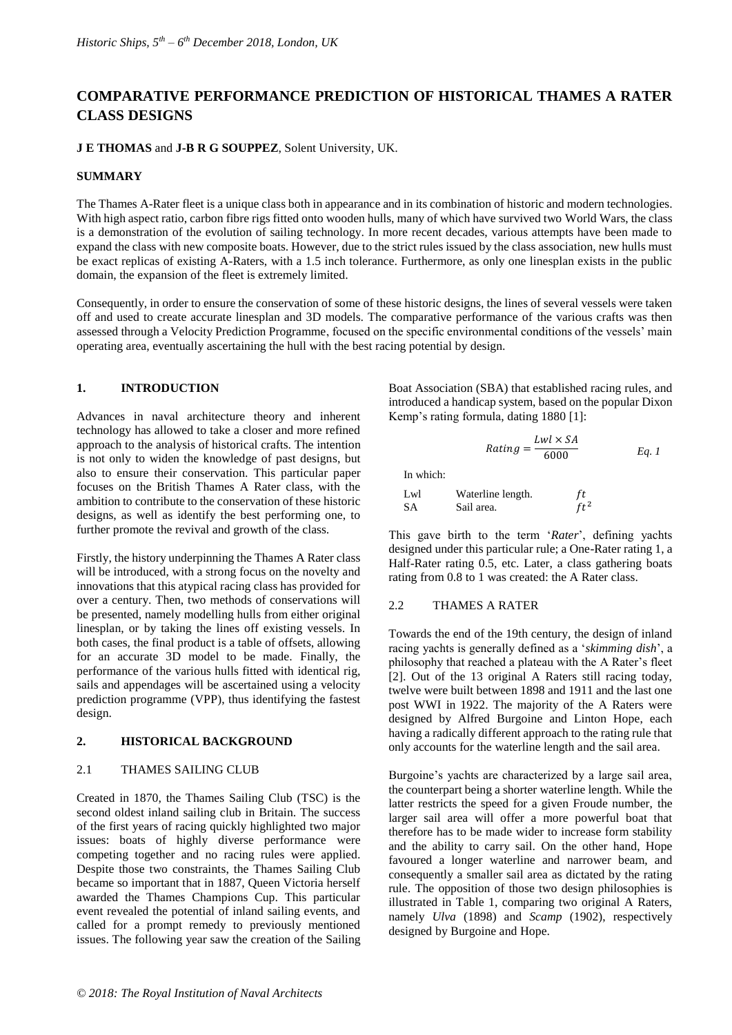# COMPARATIVE PERFORMANCE PREDICTION OF HISTORICAL THAMES A RATER CLASS DESIGNS

**J E THOMAS** and **J-B R G SOUPPEZ**, Solent University, UK.

## SUMMARY

The Thames A-Rater fleet is a unique class both in appearance and in its combination of historic and modern technologies. With high aspect ratio, carbon fibre rigs fitted onto wooden hulls, many of which have survived two World Wars, the class is a demonstration of the evolution of sailing technology. In more recent decades, various attempts have been made to expand the class with new composite boats. However, due to the strict rules issued by the class association, new hulls must be exact replicas of existing A-Raters, with a 1.5 inch tolerance. Furthermore, as only one linesplan exists in the public domain, the expansion of the fleet is extremely limited.

Consequently, in order to ensure the conservation of some of these historic designs, the lines of several vessels were taken off and used to create accurate linesplan and 3D models. The comparative performance of the various crafts was then assessed through a Velocity Prediction Programme, focused on the specific environmental conditions of the vessels' main operating area, eventually ascertaining the hull with the best racing potential by design.

## 1. INTRODUCTION

Advances in naval architecture theory and inherent technology has allowed to take a closer and more refined approach to the analysis of historical crafts. The intention is not only to widen the knowledge of past designs, but also to ensure their conservation. This particular paper focuses on the British Thames A Rater class, with the ambition to contribute to the conservation of these historic designs, as well as identify the best performing one, to further promote the revival and growth of the class.

Firstly, the history underpinning the Thames A Rater class will be introduced, with a strong focus on the novelty and innovations that this atypical racing class has provided for over a century. Then, two methods of conservations will be presented, namely modelling hulls from either original linesplan, or by taking the lines off existing vessels. In both cases, the final product is a table of offsets, allowing for an accurate 3D model to be made. Finally, the performance of the various hulls fitted with identical rig, sails and appendages will be ascertained using a velocity prediction programme (VPP), thus identifying the fastest design.

## 2. HISTORICAL BACKGROUND

### 2.1 THAMES SAILING CLUB

Created in 1870, the Thames Sailing Club (TSC) is the second oldest inland sailing club in Britain. The success of the first years of racing quickly highlighted two major issues: boats of highly diverse performance were competing together and no racing rules were applied. Despite those two constraints, the Thames Sailing Club became so important that in 1887, Queen Victoria herself awarded the Thames Champions Cup. This particular event revealed the potential of inland sailing events, and called for a prompt remedy to previously mentioned issues. The following year saw the creation of the Sailing Boat Association (SBA) that established racing rules, and introduced a handicap system, based on the popular Dixon Kemp's rating formula, dating 1880 [1]:

$$Rating = \frac{Lwl \times SA}{6000} \qquad Eq.\ 1$$

In which:

| | | |
|---|---|---|
| Lwl | Waterline length. | $ft$ |
| SA | Sail area. | $ft^2$ |

This gave birth to the term '*Rater*', defining yachts designed under this particular rule; a One-Rater rating 1, a Half-Rater rating 0.5, etc. Later, a class gathering boats rating from 0.8 to 1 was created: the A Rater class.

### 2.2 THAMES A RATER

Towards the end of the 19th century, the design of inland racing yachts is generally defined as a '*skimming dish*', a philosophy that reached a plateau with the A Rater's fleet [2]. Out of the 13 original A Raters still racing today, twelve were built between 1898 and 1911 and the last one post WWI in 1922. The majority of the A Raters were designed by Alfred Burgoine and Linton Hope, each having a radically different approach to the rating rule that only accounts for the waterline length and the sail area.

Burgoine's yachts are characterized by a large sail area, the counterpart being a shorter waterline length. While the latter restricts the speed for a given Froude number, the larger sail area will offer a more powerful boat that therefore has to be made wider to increase form stability and the ability to carry sail. On the other hand, Hope favoured a longer waterline and narrower beam, and consequently a smaller sail area as dictated by the rating rule. The opposition of those two design philosophies is illustrated in Table 1, comparing two original A Raters, namely *Ulva* (1898) and *Scamp* (1902), respectively designed by Burgoine and Hope.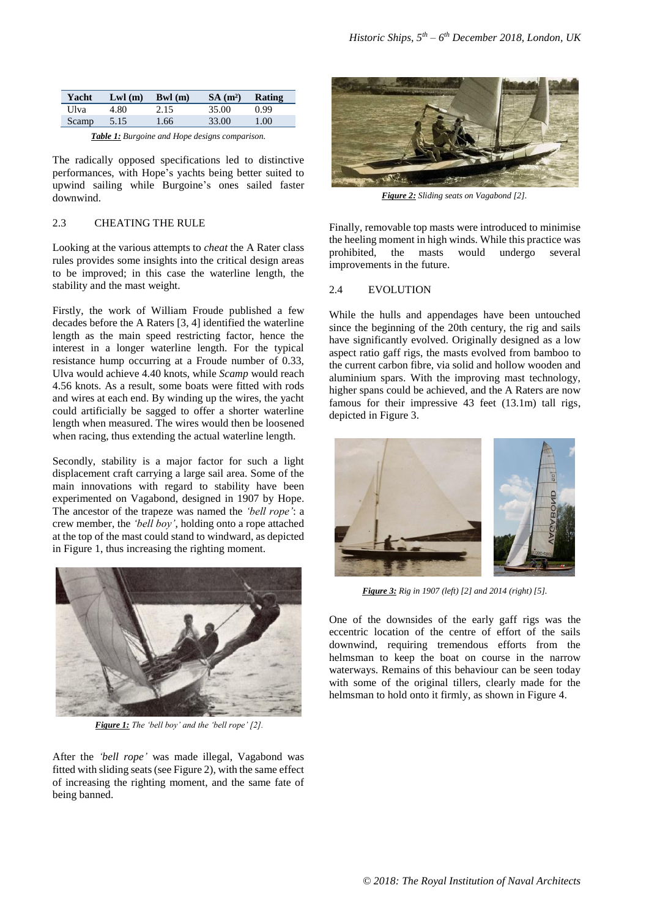| Yacht | Lwl (m) | Bwl (m) | SA (m²) | Rating |
| --- | --- | --- | --- | --- |
| Ulva | 4.80 | 2.15 | 35.00 | 0.99 |
| Scamp | 5.15 | 1.66 | 33.00 | 1.00 |

***Table 1:*** *Burgoine and Hope designs comparison.*

The radically opposed specifications led to distinctive performances, with Hope's yachts being better suited to upwind sailing while Burgoine's ones sailed faster downwind.

## 2.3 CHEATING THE RULE

Looking at the various attempts to *cheat* the A Rater class rules provides some insights into the critical design areas to be improved; in this case the waterline length, the stability and the mast weight.

Firstly, the work of William Froude published a few decades before the A Raters [3, 4] identified the waterline length as the main speed restricting factor, hence the interest in a longer waterline length. For the typical resistance hump occurring at a Froude number of 0.33, Ulva would achieve 4.40 knots, while *Scamp* would reach 4.56 knots. As a result, some boats were fitted with rods and wires at each end. By winding up the wires, the yacht could artificially be sagged to offer a shorter waterline length when measured. The wires would then be loosened when racing, thus extending the actual waterline length.

Secondly, stability is a major factor for such a light displacement craft carrying a large sail area. Some of the main innovations with regard to stability have been experimented on Vagabond, designed in 1907 by Hope. The ancestor of the trapeze was named the *'bell rope'*: a crew member, the *'bell boy'*, holding onto a rope attached at the top of the mast could stand to windward, as depicted in Figure 1, thus increasing the righting moment.

***Figure 1:*** *The 'bell boy' and the 'bell rope' [2].*

After the *'bell rope'* was made illegal, Vagabond was fitted with sliding seats (see Figure 2), with the same effect of increasing the righting moment, and the same fate of being banned.

***Figure 2:*** *Sliding seats on Vagabond [2].*

Finally, removable top masts were introduced to minimise the heeling moment in high winds. While this practice was prohibited, the masts would undergo several improvements in the future.

## 2.4 EVOLUTION

While the hulls and appendages have been untouched since the beginning of the 20th century, the rig and sails have significantly evolved. Originally designed as a low aspect ratio gaff rigs, the masts evolved from bamboo to the current carbon fibre, via solid and hollow wooden and aluminium spars. With the improving mast technology, higher spans could be achieved, and the A Raters are now famous for their impressive 43 feet (13.1m) tall rigs, depicted in Figure 3.

***Figure 3:*** *Rig in 1907 (left) [2] and 2014 (right) [5].*

One of the downsides of the early gaff rigs was the eccentric location of the centre of effort of the sails downwind, requiring tremendous efforts from the helmsman to keep the boat on course in the narrow waterways. Remains of this behaviour can be seen today with some of the original tillers, clearly made for the helmsman to hold onto it firmly, as shown in Figure 4.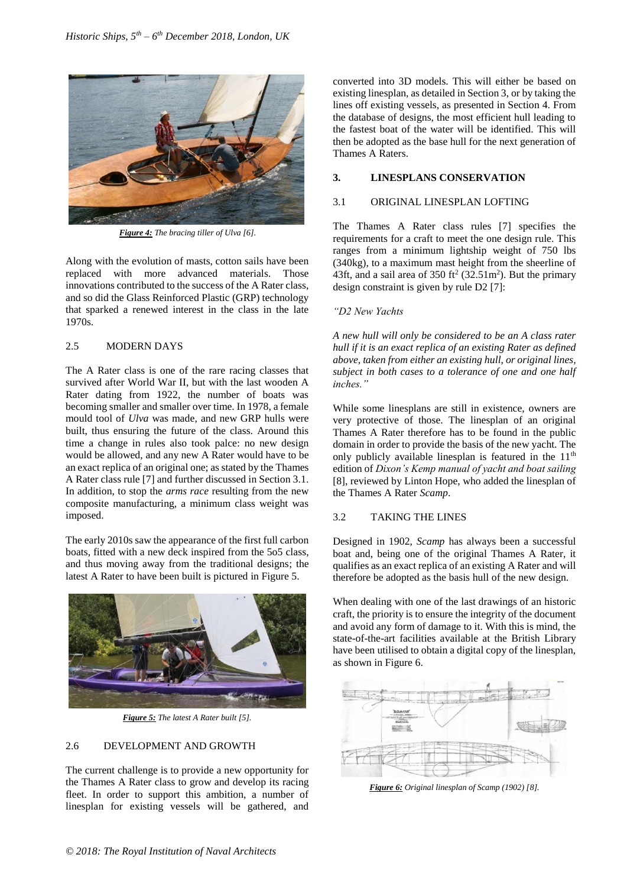*Figure 4: The bracing tiller of Ulva [6].*

Along with the evolution of masts, cotton sails have been replaced with more advanced materials. Those innovations contributed to the success of the A Rater class, and so did the Glass Reinforced Plastic (GRP) technology that sparked a renewed interest in the class in the late 1970s.

### 2.5 MODERN DAYS

The A Rater class is one of the rare racing classes that survived after World War II, but with the last wooden A Rater dating from 1922, the number of boats was becoming smaller and smaller over time. In 1978, a female mould tool of *Ulva* was made, and new GRP hulls were built, thus ensuring the future of the class. Around this time a change in rules also took palce: no new design would be allowed, and any new A Rater would have to be an exact replica of an original one; as stated by the Thames A Rater class rule [7] and further discussed in Section 3.1. In addition, to stop the *arms race* resulting from the new composite manufacturing, a minimum class weight was imposed.

The early 2010s saw the appearance of the first full carbon boats, fitted with a new deck inspired from the 5o5 class, and thus moving away from the traditional designs; the latest A Rater to have been built is pictured in Figure 5.

*Figure 5: The latest A Rater built [5].*

### 2.6 DEVELOPMENT AND GROWTH

The current challenge is to provide a new opportunity for the Thames A Rater class to grow and develop its racing fleet. In order to support this ambition, a number of linesplan for existing vessels will be gathered, and converted into 3D models. This will either be based on existing linesplan, as detailed in Section 3, or by taking the lines off existing vessels, as presented in Section 4. From the database of designs, the most efficient hull leading to the fastest boat of the water will be identified. This will then be adopted as the base hull for the next generation of Thames A Raters.

## 3. LINESPLANS CONSERVATION

### 3.1 ORIGINAL LINESPLAN LOFTING

The Thames A Rater class rules [7] specifies the requirements for a craft to meet the one design rule. This ranges from a minimum lightship weight of 750 lbs (340kg), to a maximum mast height from the sheerline of 43ft, and a sail area of 350 $ft^2$ (32.51$m^2$). But the primary design constraint is given by rule D2 [7]:

*"D2 New Yachts*

*A new hull will only be considered to be an A class rater hull if it is an exact replica of an existing Rater as defined above, taken from either an existing hull, or original lines, subject in both cases to a tolerance of one and one half inches."*

While some linesplans are still in existence, owners are very protective of those. The linesplan of an original Thames A Rater therefore has to be found in the public domain in order to provide the basis of the new yacht. The only publicly available linesplan is featured in the 11th edition of *Dixon's Kemp manual of yacht and boat sailing* [8], reviewed by Linton Hope, who added the linesplan of the Thames A Rater *Scamp*.

### 3.2 TAKING THE LINES

Designed in 1902, *Scamp* has always been a successful boat and, being one of the original Thames A Rater, it qualifies as an exact replica of an existing A Rater and will therefore be adopted as the basis hull of the new design.

When dealing with one of the last drawings of an historic craft, the priority is to ensure the integrity of the document and avoid any form of damage to it. With this is mind, the state-of-the-art facilities available at the British Library have been utilised to obtain a digital copy of the linesplan, as shown in Figure 6.

*Figure 6: Original linesplan of Scamp (1902) [8].*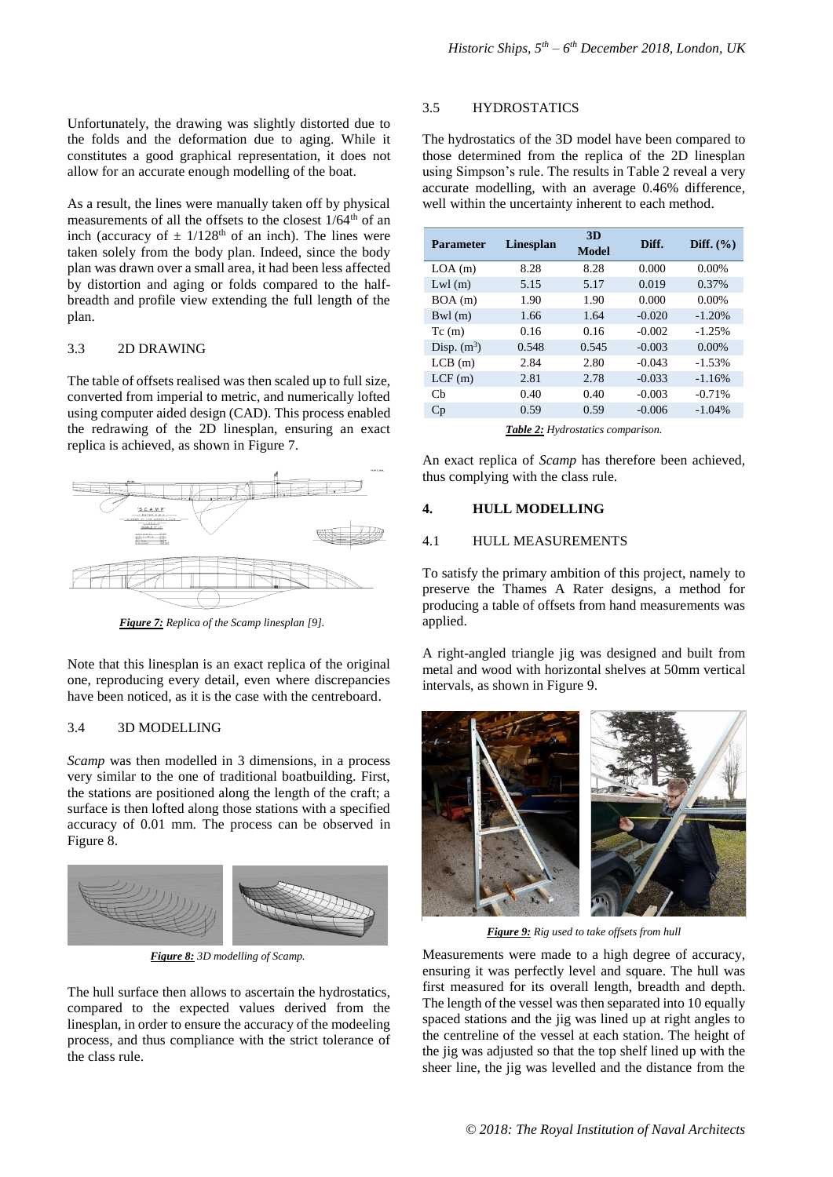Unfortunately, the drawing was slightly distorted due to the folds and the deformation due to aging. While it constitutes a good graphical representation, it does not allow for an accurate enough modelling of the boat.

As a result, the lines were manually taken off by physical measurements of all the offsets to the closest 1/64th of an inch (accuracy of ± 1/128th of an inch). The lines were taken solely from the body plan. Indeed, since the body plan was drawn over a small area, it had been less affected by distortion and aging or folds compared to the half-breadth and profile view extending the full length of the plan.

### 3.3 2D DRAWING

The table of offsets realised was then scaled up to full size, converted from imperial to metric, and numerically lofted using computer aided design (CAD). This process enabled the redrawing of the 2D linesplan, ensuring an exact replica is achieved, as shown in Figure 7.

***Figure 7:*** *Replica of the Scamp linesplan [9].*

Note that this linesplan is an exact replica of the original one, reproducing every detail, even where discrepancies have been noticed, as it is the case with the centreboard.

### 3.4 3D MODELLING

*Scamp* was then modelled in 3 dimensions, in a process very similar to the one of traditional boatbuilding. First, the stations are positioned along the length of the craft; a surface is then lofted along those stations with a specified accuracy of 0.01 mm. The process can be observed in Figure 8.

***Figure 8:*** *3D modelling of Scamp.*

The hull surface then allows to ascertain the hydrostatics, compared to the expected values derived from the linesplan, in order to ensure the accuracy of the modeeling process, and thus compliance with the strict tolerance of the class rule.

### 3.5 HYDROSTATICS

The hydrostatics of the 3D model have been compared to those determined from the replica of the 2D linesplan using Simpson's rule. The results in Table 2 reveal a very accurate modelling, with an average 0.46% difference, well within the uncertainty inherent to each method.

| Parameter | Linesplan | 3D Model | Diff. | Diff. (%) |
|---|---|---|---|---|
| LOA (m) | 8.28 | 8.28 | 0.000 | 0.00% |
| Lwl (m) | 5.15 | 5.17 | 0.019 | 0.37% |
| BOA (m) | 1.90 | 1.90 | 0.000 | 0.00% |
| Bwl (m) | 1.66 | 1.64 | -0.020 | -1.20% |
| Tc (m) | 0.16 | 0.16 | -0.002 | -1.25% |
| Disp. ($m^3$) | 0.548 | 0.545 | -0.003 | 0.00% |
| LCB (m) | 2.84 | 2.80 | -0.043 | -1.53% |
| LCF (m) | 2.81 | 2.78 | -0.033 | -1.16% |
| Cb | 0.40 | 0.40 | -0.003 | -0.71% |
| Cp | 0.59 | 0.59 | -0.006 | -1.04% |

***Table 2:*** *Hydrostatics comparison.*

An exact replica of *Scamp* has therefore been achieved, thus complying with the class rule.

## 4. HULL MODELLING

### 4.1 HULL MEASUREMENTS

To satisfy the primary ambition of this project, namely to preserve the Thames A Rater designs, a method for producing a table of offsets from hand measurements was applied.

A right-angled triangle jig was designed and built from metal and wood with horizontal shelves at 50mm vertical intervals, as shown in Figure 9.

***Figure 9:*** *Rig used to take offsets from hull*

Measurements were made to a high degree of accuracy, ensuring it was perfectly level and square. The hull was first measured for its overall length, breadth and depth. The length of the vessel was then separated into 10 equally spaced stations and the jig was lined up at right angles to the centreline of the vessel at each station. The height of the jig was adjusted so that the top shelf lined up with the sheer line, the jig was levelled and the distance from the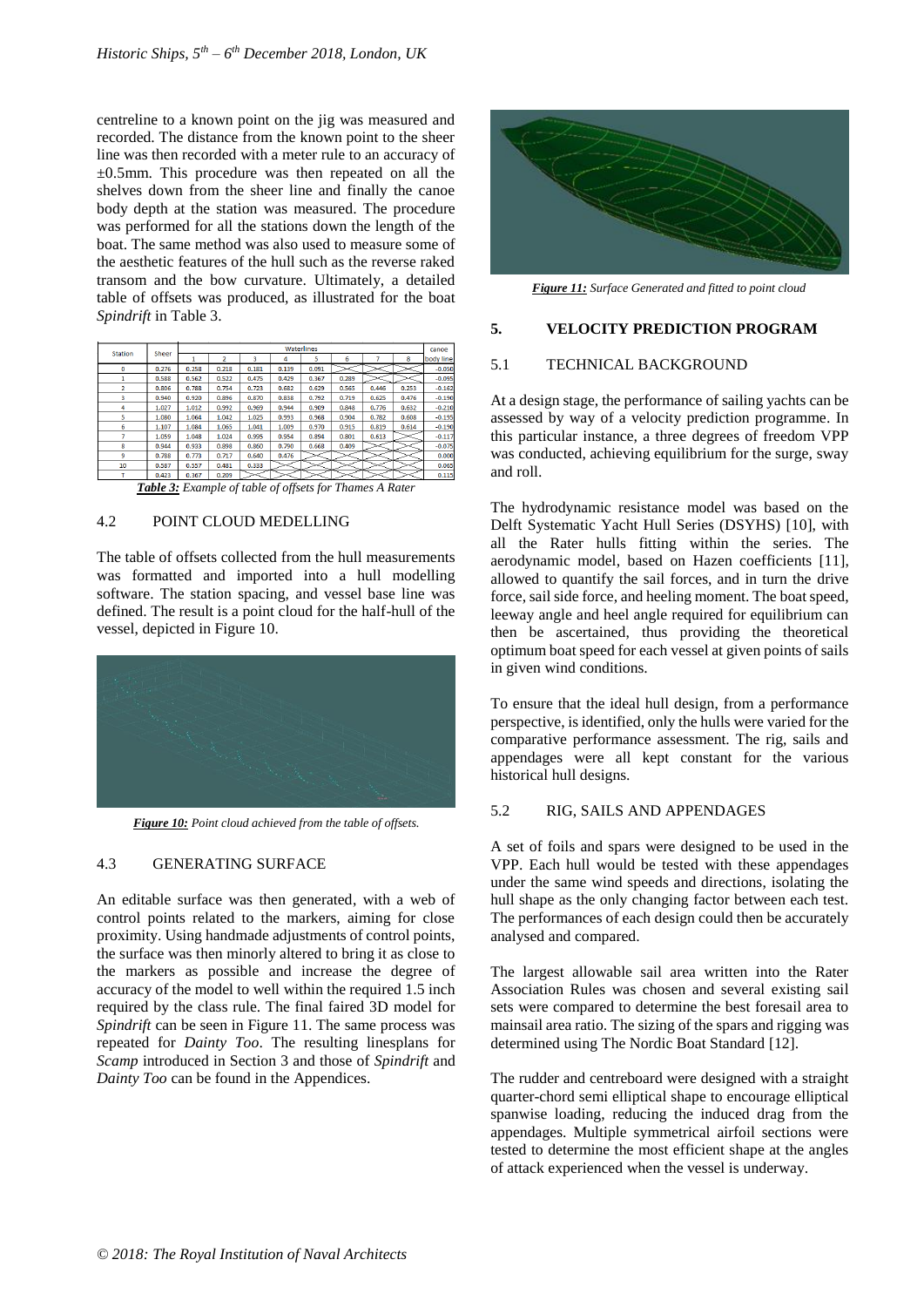centreline to a known point on the jig was measured and recorded. The distance from the known point to the sheer line was then recorded with a meter rule to an accuracy of ±0.5mm. This procedure was then repeated on all the shelves down from the sheer line and finally the canoe body depth at the station was measured. The procedure was performed for all the stations down the length of the boat. The same method was also used to measure some of the aesthetic features of the hull such as the reverse raked transom and the bow curvature. Ultimately, a detailed table of offsets was produced, as illustrated for the boat *Spindrift* in Table 3.

| Station | Sheer | Waterlines | | | | | | | | canoe body line |
|---|---|---|---|---|---|---|---|---|---|---|
| | | 1 | 2 | 3 | 4 | 5 | 6 | 7 | 8 | |
| 0 | 0.276 | 0.258 | 0.218 | 0.181 | 0.139 | 0.091 | | | | -0.050 |
| 1 | 0.588 | 0.562 | 0.522 | 0.475 | 0.429 | 0.367 | 0.289 | | | -0.095 |
| 2 | 0.806 | 0.788 | 0.754 | 0.723 | 0.682 | 0.629 | 0.565 | 0.446 | 0.253 | -0.162 |
| 3 | 0.940 | 0.920 | 0.896 | 0.870 | 0.838 | 0.792 | 0.719 | 0.625 | 0.476 | -0.190 |
| 4 | 1.027 | 1.012 | 0.992 | 0.969 | 0.944 | 0.909 | 0.848 | 0.776 | 0.632 | -0.210 |
| 5 | 1.080 | 1.064 | 1.042 | 1.025 | 0.993 | 0.968 | 0.904 | 0.782 | 0.608 | -0.195 |
| 6 | 1.107 | 1.084 | 1.063 | 1.041 | 1.009 | 0.970 | 0.913 | 0.819 | 0.614 | -0.190 |
| 7 | 1.059 | 1.048 | 1.024 | 0.995 | 0.954 | 0.894 | 0.801 | 0.613 | | -0.117 |
| 8 | 0.944 | 0.933 | 0.898 | 0.860 | 0.790 | 0.668 | 0.409 | | | -0.075 |
| 9 | 0.788 | 0.773 | 0.717 | 0.640 | 0.476 | | | | | 0.000 |
| 10 | 0.587 | 0.557 | 0.481 | 0.333 | | | | | | 0.065 |
| T | 0.423 | 0.367 | 0.209 | | | | | | | 0.115 |

***Table 3:*** *Example of table of offsets for Thames A Rater*

### 4.2 POINT CLOUD MEDELLING

The table of offsets collected from the hull measurements was formatted and imported into a hull modelling software. The station spacing, and vessel base line was defined. The result is a point cloud for the half-hull of the vessel, depicted in Figure 10.

***Figure 10:*** *Point cloud achieved from the table of offsets.*

### 4.3 GENERATING SURFACE

An editable surface was then generated, with a web of control points related to the markers, aiming for close proximity. Using handmade adjustments of control points, the surface was then minorly altered to bring it as close to the markers as possible and increase the degree of accuracy of the model to well within the required 1.5 inch required by the class rule. The final faired 3D model for *Spindrift* can be seen in Figure 11. The same process was repeated for *Dainty Too*. The resulting linesplans for *Scamp* introduced in Section 3 and those of *Spindrift* and *Dainty Too* can be found in the Appendices.

***Figure 11:*** *Surface Generated and fitted to point cloud*

## 5. VELOCITY PREDICTION PROGRAM

### 5.1 TECHNICAL BACKGROUND

At a design stage, the performance of sailing yachts can be assessed by way of a velocity prediction programme. In this particular instance, a three degrees of freedom VPP was conducted, achieving equilibrium for the surge, sway and roll.

The hydrodynamic resistance model was based on the Delft Systematic Yacht Hull Series (DSYHS) [10], with all the Rater hulls fitting within the series. The aerodynamic model, based on Hazen coefficients [11], allowed to quantify the sail forces, and in turn the drive force, sail side force, and heeling moment. The boat speed, leeway angle and heel angle required for equilibrium can then be ascertained, thus providing the theoretical optimum boat speed for each vessel at given points of sails in given wind conditions.

To ensure that the ideal hull design, from a performance perspective, is identified, only the hulls were varied for the comparative performance assessment. The rig, sails and appendages were all kept constant for the various historical hull designs.

### 5.2 RIG, SAILS AND APPENDAGES

A set of foils and spars were designed to be used in the VPP. Each hull would be tested with these appendages under the same wind speeds and directions, isolating the hull shape as the only changing factor between each test. The performances of each design could then be accurately analysed and compared.

The largest allowable sail area written into the Rater Association Rules was chosen and several existing sail sets were compared to determine the best foresail area to mainsail area ratio. The sizing of the spars and rigging was determined using The Nordic Boat Standard [12].

The rudder and centreboard were designed with a straight quarter-chord semi elliptical shape to encourage elliptical spanwise loading, reducing the induced drag from the appendages. Multiple symmetrical airfoil sections were tested to determine the most efficient shape at the angles of attack experienced when the vessel is underway.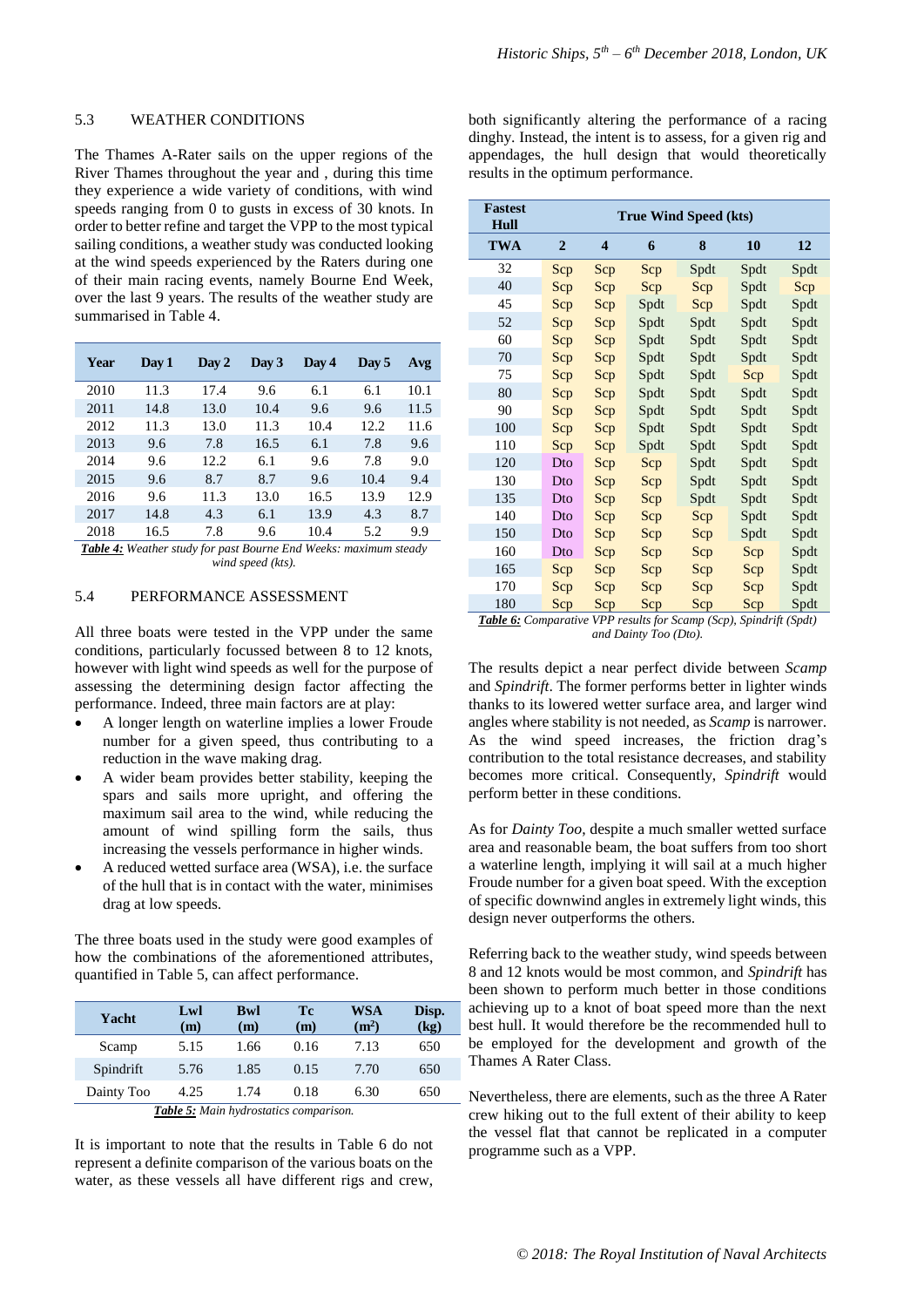### 5.3 WEATHER CONDITIONS

The Thames A-Rater sails on the upper regions of the River Thames throughout the year and , during this time they experience a wide variety of conditions, with wind speeds ranging from 0 to gusts in excess of 30 knots. In order to better refine and target the VPP to the most typical sailing conditions, a weather study was conducted looking at the wind speeds experienced by the Raters during one of their main racing events, namely Bourne End Week, over the last 9 years. The results of the weather study are summarised in Table 4.

| Year | Day 1 | Day 2 | Day 3 | Day 4 | Day 5 | Avg |
|---|---|---|---|---|---|---|
| 2010 | 11.3 | 17.4 | 9.6 | 6.1 | 6.1 | 10.1 |
| 2011 | 14.8 | 13.0 | 10.4 | 9.6 | 9.6 | 11.5 |
| 2012 | 11.3 | 13.0 | 11.3 | 10.4 | 12.2 | 11.6 |
| 2013 | 9.6 | 7.8 | 16.5 | 6.1 | 7.8 | 9.6 |
| 2014 | 9.6 | 12.2 | 6.1 | 9.6 | 7.8 | 9.0 |
| 2015 | 9.6 | 8.7 | 8.7 | 9.6 | 10.4 | 9.4 |
| 2016 | 9.6 | 11.3 | 13.0 | 16.5 | 13.9 | 12.9 |
| 2017 | 14.8 | 4.3 | 6.1 | 13.9 | 4.3 | 8.7 |
| 2018 | 16.5 | 7.8 | 9.6 | 10.4 | 5.2 | 9.9 |

***Table 4:*** *Weather study for past Bourne End Weeks: maximum steady wind speed (kts).*

### 5.4 PERFORMANCE ASSESSMENT

All three boats were tested in the VPP under the same conditions, particularly focussed between 8 to 12 knots, however with light wind speeds as well for the purpose of assessing the determining design factor affecting the performance. Indeed, three main factors are at play:

- A longer length on waterline implies a lower Froude number for a given speed, thus contributing to a reduction in the wave making drag.
- A wider beam provides better stability, keeping the spars and sails more upright, and offering the maximum sail area to the wind, while reducing the amount of wind spilling form the sails, thus increasing the vessels performance in higher winds.
- A reduced wetted surface area (WSA), i.e. the surface of the hull that is in contact with the water, minimises drag at low speeds.

The three boats used in the study were good examples of how the combinations of the aforementioned attributes, quantified in Table 5, can affect performance.

| Yacht | Lwl (m) | Bwl (m) | Tc (m) | WSA (m$^2$) | Disp. (kg) |
|---|---|---|---|---|---|
| Scamp | 5.15 | 1.66 | 0.16 | 7.13 | 650 |
| Spindrift | 5.76 | 1.85 | 0.15 | 7.70 | 650 |
| Dainty Too | 4.25 | 1.74 | 0.18 | 6.30 | 650 |

***Table 5:*** *Main hydrostatics comparison.*

It is important to note that the results in Table 6 do not represent a definite comparison of the various boats on the water, as these vessels all have different rigs and crew, both significantly altering the performance of a racing dinghy. Instead, the intent is to assess, for a given rig and appendages, the hull design that would theoretically results in the optimum performance.

| Fastest Hull | True Wind Speed (kts) | | | | | |
|---|---|---|---|---|---|---|
| TWA | 2 | 4 | 6 | 8 | 10 | 12 |
| 32 | Scp | Scp | Scp | Spdt | Spdt | Spdt |
| 40 | Scp | Scp | Scp | Scp | Spdt | Scp |
| 45 | Scp | Scp | Spdt | Scp | Spdt | Spdt |
| 52 | Scp | Scp | Spdt | Spdt | Spdt | Spdt |
| 60 | Scp | Scp | Spdt | Spdt | Spdt | Spdt |
| 70 | Scp | Scp | Spdt | Spdt | Spdt | Spdt |
| 75 | Scp | Scp | Spdt | Spdt | Scp | Spdt |
| 80 | Scp | Scp | Spdt | Spdt | Spdt | Spdt |
| 90 | Scp | Scp | Spdt | Spdt | Spdt | Spdt |
| 100 | Scp | Scp | Spdt | Spdt | Spdt | Spdt |
| 110 | Scp | Scp | Spdt | Spdt | Spdt | Spdt |
| 120 | Dto | Scp | Scp | Spdt | Spdt | Spdt |
| 130 | Dto | Scp | Scp | Spdt | Spdt | Spdt |
| 135 | Dto | Scp | Scp | Spdt | Spdt | Spdt |
| 140 | Dto | Scp | Scp | Scp | Spdt | Spdt |
| 150 | Dto | Scp | Scp | Scp | Spdt | Spdt |
| 160 | Dto | Scp | Scp | Scp | Scp | Spdt |
| 165 | Scp | Scp | Scp | Scp | Scp | Spdt |
| 170 | Scp | Scp | Scp | Scp | Scp | Spdt |
| 180 | Scp | Scp | Scp | Scp | Scp | Spdt |

***Table 6:*** *Comparative VPP results for Scamp (Scp), Spindrift (Spdt) and Dainty Too (Dto).*

The results depict a near perfect divide between *Scamp* and *Spindrift*. The former performs better in lighter winds thanks to its lowered wetter surface area, and larger wind angles where stability is not needed, as *Scamp* is narrower. As the wind speed increases, the friction drag's contribution to the total resistance decreases, and stability becomes more critical. Consequently, *Spindrift* would perform better in these conditions.

As for *Dainty Too*, despite a much smaller wetted surface area and reasonable beam, the boat suffers from too short a waterline length, implying it will sail at a much higher Froude number for a given boat speed. With the exception of specific downwind angles in extremely light winds, this design never outperforms the others.

Referring back to the weather study, wind speeds between 8 and 12 knots would be most common, and *Spindrift* has been shown to perform much better in those conditions achieving up to a knot of boat speed more than the next best hull. It would therefore be the recommended hull to be employed for the development and growth of the Thames A Rater Class.

Nevertheless, there are elements, such as the three A Rater crew hiking out to the full extent of their ability to keep the vessel flat that cannot be replicated in a computer programme such as a VPP.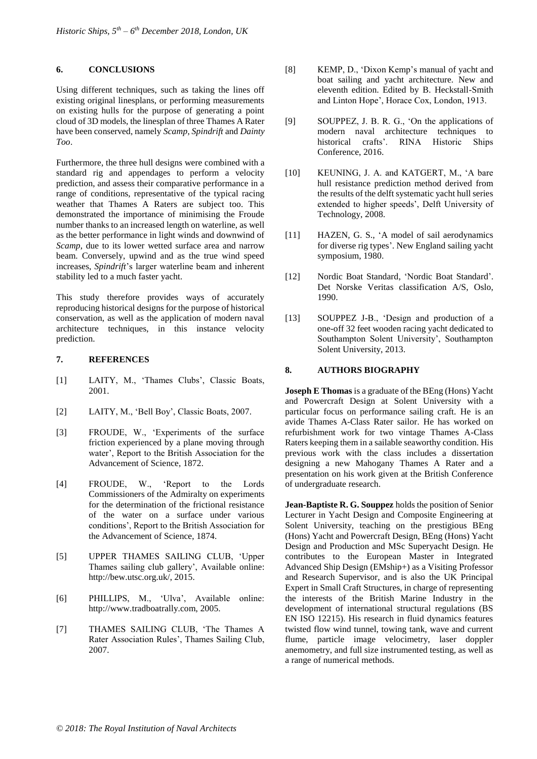## 6. CONCLUSIONS

Using different techniques, such as taking the lines off existing original linesplans, or performing measurements on existing hulls for the purpose of generating a point cloud of 3D models, the linesplan of three Thames A Rater have been conserved, namely *Scamp*, *Spindrift* and *Dainty Too*.

Furthermore, the three hull designs were combined with a standard rig and appendages to perform a velocity prediction, and assess their comparative performance in a range of conditions, representative of the typical racing weather that Thames A Raters are subject too. This demonstrated the importance of minimising the Froude number thanks to an increased length on waterline, as well as the better performance in light winds and downwind of *Scamp*, due to its lower wetted surface area and narrow beam. Conversely, upwind and as the true wind speed increases, *Spindrift*'s larger waterline beam and inherent stability led to a much faster yacht.

This study therefore provides ways of accurately reproducing historical designs for the purpose of historical conservation, as well as the application of modern naval architecture techniques, in this instance velocity prediction.

## 7. REFERENCES

[1] LAITY, M., 'Thames Clubs', Classic Boats, 2001.

[2] LAITY, M., 'Bell Boy', Classic Boats, 2007.

[3] FROUDE, W., 'Experiments of the surface friction experienced by a plane moving through water', Report to the British Association for the Advancement of Science, 1872.

[4] FROUDE, W., 'Report to the Lords Commissioners of the Admiralty on experiments for the determination of the frictional resistance of the water on a surface under various conditions', Report to the British Association for the Advancement of Science, 1874.

[5] UPPER THAMES SAILING CLUB, 'Upper Thames sailing club gallery', Available online: http://bew.utsc.org.uk/, 2015.

[6] PHILLIPS, M., 'Ulva', Available online: http://www.tradboatrally.com, 2005.

[7] THAMES SAILING CLUB, 'The Thames A Rater Association Rules', Thames Sailing Club, 2007.

[8] KEMP, D., 'Dixon Kemp's manual of yacht and boat sailing and yacht architecture. New and eleventh edition. Edited by B. Heckstall-Smith and Linton Hope', Horace Cox, London, 1913.

[9] SOUPPEZ, J. B. R. G., 'On the applications of modern naval architecture techniques to historical crafts'. RINA Historic Ships Conference, 2016.

[10] KEUNING, J. A. and KATGERT, M., 'A bare hull resistance prediction method derived from the results of the delft systematic yacht hull series extended to higher speeds', Delft University of Technology, 2008.

[11] HAZEN, G. S., 'A model of sail aerodynamics for diverse rig types'. New England sailing yacht symposium, 1980.

[12] Nordic Boat Standard, 'Nordic Boat Standard'. Det Norske Veritas classification A/S, Oslo, 1990.

[13] SOUPPEZ J-B., 'Design and production of a one-off 32 feet wooden racing yacht dedicated to Southampton Solent University', Southampton Solent University, 2013.

## 8. AUTHORS BIOGRAPHY

**Joseph E Thomas** is a graduate of the BEng (Hons) Yacht and Powercraft Design at Solent University with a particular focus on performance sailing craft. He is an avide Thames A-Class Rater sailor. He has worked on refurbishment work for two vintage Thames A-Class Raters keeping them in a sailable seaworthy condition. His previous work with the class includes a dissertation designing a new Mahogany Thames A Rater and a presentation on his work given at the British Conference of undergraduate research.

**Jean-Baptiste R. G. Souppez** holds the position of Senior Lecturer in Yacht Design and Composite Engineering at Solent University, teaching on the prestigious BEng (Hons) Yacht and Powercraft Design, BEng (Hons) Yacht Design and Production and MSc Superyacht Design. He contributes to the European Master in Integrated Advanced Ship Design (EMship+) as a Visiting Professor and Research Supervisor, and is also the UK Principal Expert in Small Craft Structures, in charge of representing the interests of the British Marine Industry in the development of international structural regulations (BS EN ISO 12215). His research in fluid dynamics features twisted flow wind tunnel, towing tank, wave and current flume, particle image velocimetry, laser doppler anemometry, and full size instrumented testing, as well as a range of numerical methods.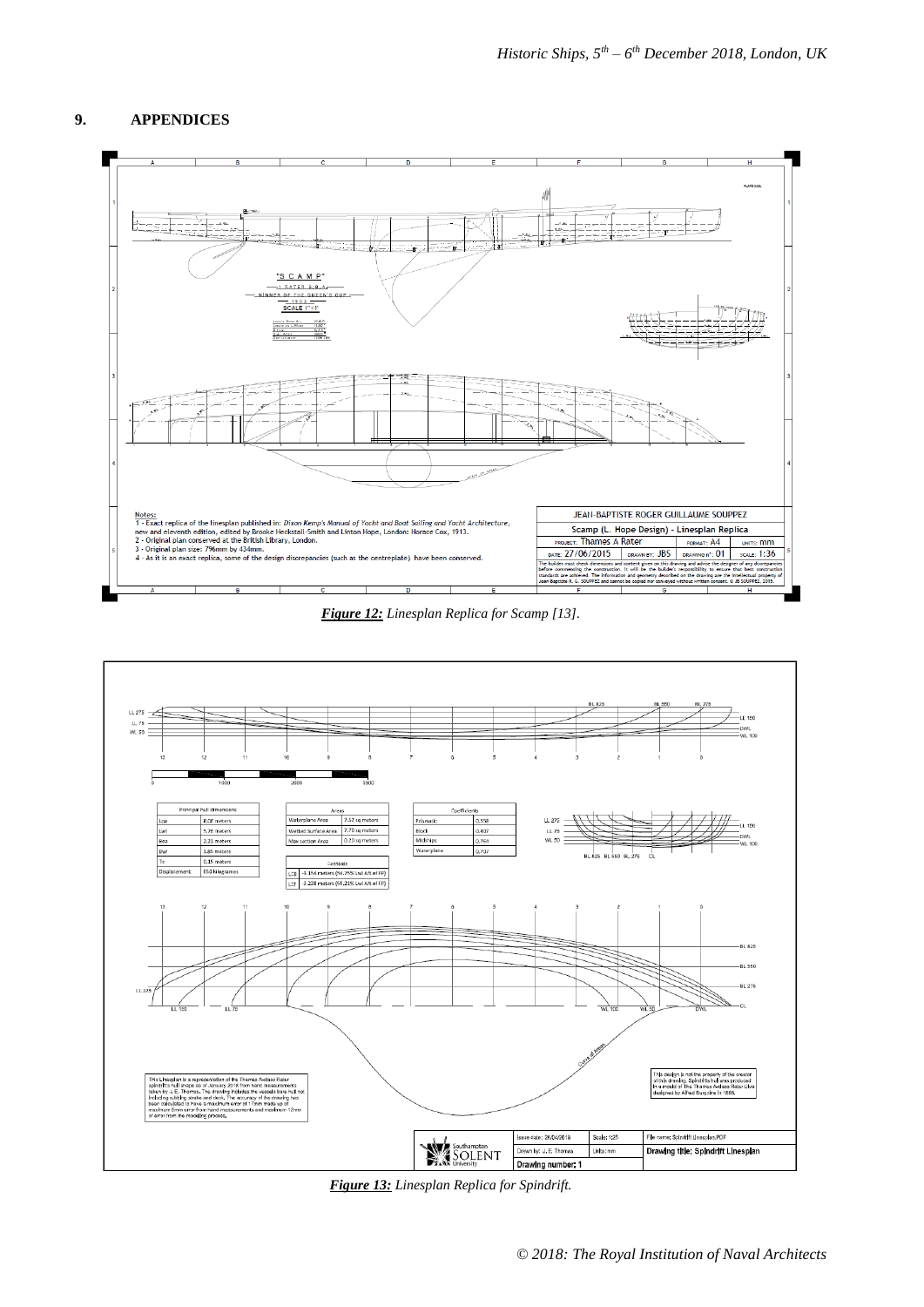## 9. APPENDICES

*Figure 12: Linesplan Replica for Scamp [13].*

*Figure 13: Linesplan Replica for Spindrift.*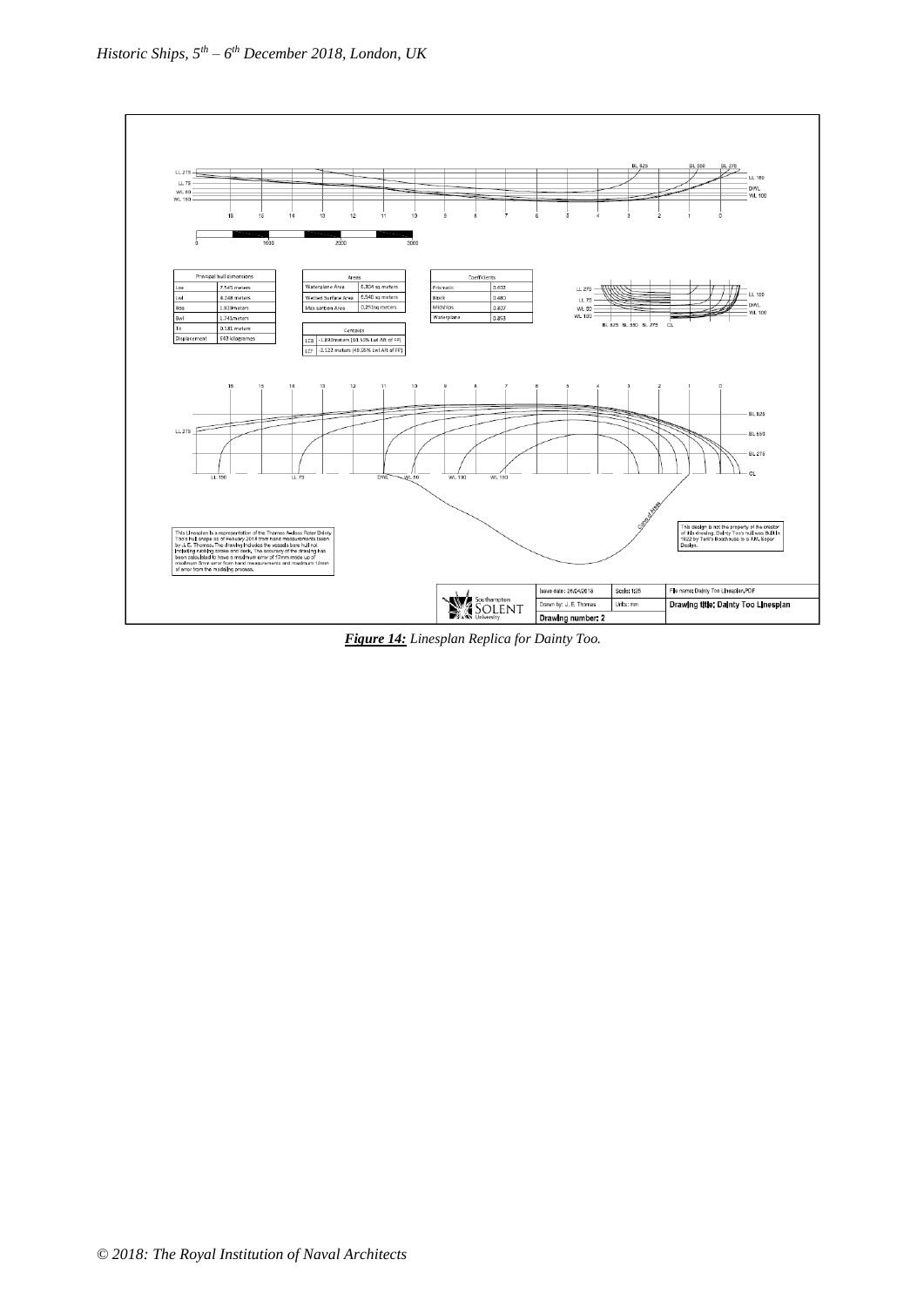Principal hull dimensions

| | |
|---|---|
| Loa | 7.545 meters |
| Lwl | 6.348 meters |
| Boa | 1.919meters |
| Bwl | 1.741meters |
| Tc | 0.181 meters |
| Displacement | 663 kilogrames |

Areas

| | |
|---|---|
| Waterplane Area | 8.304 sq meters |
| Wetted Surface Area | 6.540 sq meters |
| Max section Area | 0.253sq meters |

Centroids

| | |
|---|---|
| LCB | -1.890meters (48.50% Lwl Aft of FP) |
| LCF | -2.122 meters (49.35% Lwl Aft of FP) |

Coefficients

| | |
|---|---|
| Prismatic | 0.632 |
| Block | 0.480 |
| Midships | 0.807 |
| Waterplane | 0.853 |

This Linesplan is a representation of the Thomas Awless Rater Dainty Too's hull shape as of Febuary 2018 from hand measurements taken by J. E. Thomas. The drawing includes the vessels bare hull not including rubbing strake and deck. The accuracy of the drawing has been calculated to have a maximum error of 17mm made up of maximum 5mm error from hand measurements and maximum 12mm of error from the modeling process.

This design is not the property of the creator of this drawing. Dainty Too's hull was Built in 1922 by Turk's Boathouse to a J.M. Soper Design.

| | | |
|---|---|---|
| Issue date: 26/04/2018 | Scale: 1:25 | File name: Dainty Too Linesplan.PDF |
| Drawn by: J. E. Thomas | Units: mm | Drawing title: Dainty Too Linesplan |
| Drawing number: 2 | | |

Southampton SOLENT University

***Figure 14:*** *Linesplan Replica for Dainty Too.*